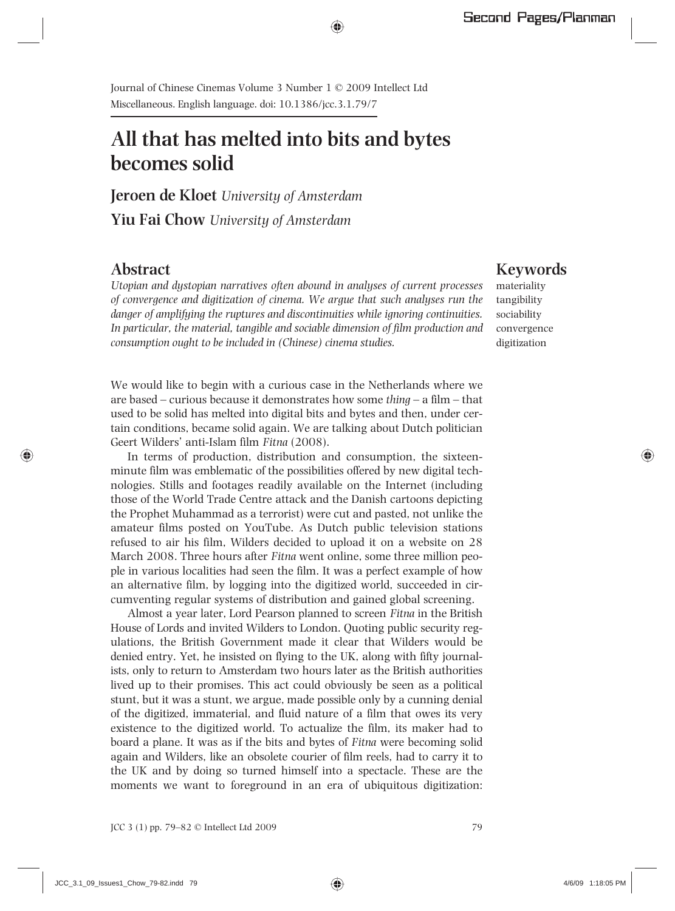Journal of Chinese Cinemas Volume 3 Number 1 © 2009 Intellect Ltd
Miscellaneous. English language. doi: 10.1386/jcc.3.1.79/7

# All that has melted into bits and bytes becomes solid

**Jeroen de Kloet** *University of Amsterdam*

**Yiu Fai Chow** *University of Amsterdam*

## Abstract

*Utopian and dystopian narratives often abound in analyses of current processes of convergence and digitization of cinema. We argue that such analyses run the danger of amplifying the ruptures and discontinuities while ignoring continuities. In particular, the material, tangible and sociable dimension of film production and consumption ought to be included in (Chinese) cinema studies.*

## Keywords

materiality
tangibility
sociability
convergence
digitization

We would like to begin with a curious case in the Netherlands where we are based – curious because it demonstrates how some *thing* – a film – that used to be solid has melted into digital bits and bytes and then, under certain conditions, became solid again. We are talking about Dutch politician Geert Wilders' anti-Islam film *Fitna* (2008).

In terms of production, distribution and consumption, the sixteen-minute film was emblematic of the possibilities offered by new digital technologies. Stills and footages readily available on the Internet (including those of the World Trade Centre attack and the Danish cartoons depicting the Prophet Muhammad as a terrorist) were cut and pasted, not unlike the amateur films posted on YouTube. As Dutch public television stations refused to air his film, Wilders decided to upload it on a website on 28 March 2008. Three hours after *Fitna* went online, some three million people in various localities had seen the film. It was a perfect example of how an alternative film, by logging into the digitized world, succeeded in circumventing regular systems of distribution and gained global screening.

Almost a year later, Lord Pearson planned to screen *Fitna* in the British House of Lords and invited Wilders to London. Quoting public security regulations, the British Government made it clear that Wilders would be denied entry. Yet, he insisted on flying to the UK, along with fifty journalists, only to return to Amsterdam two hours later as the British authorities lived up to their promises. This act could obviously be seen as a political stunt, but it was a stunt, we argue, made possible only by a cunning denial of the digitized, immaterial, and fluid nature of a film that owes its very existence to the digitized world. To actualize the film, its maker had to board a plane. It was as if the bits and bytes of *Fitna* were becoming solid again and Wilders, like an obsolete courier of film reels, had to carry it to the UK and by doing so turned himself into a spectacle. These are the moments we want to foreground in an era of ubiquitous digitization: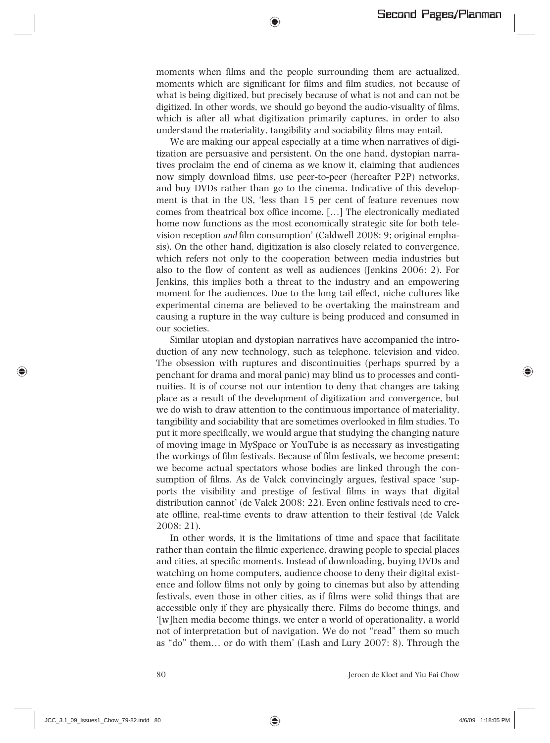moments when films and the people surrounding them are actualized, moments which are significant for films and film studies, not because of what is being digitized, but precisely because of what is not and can not be digitized. In other words, we should go beyond the audio-visuality of films, which is after all what digitization primarily captures, in order to also understand the materiality, tangibility and sociability films may entail.

We are making our appeal especially at a time when narratives of digitization are persuasive and persistent. On the one hand, dystopian narratives proclaim the end of cinema as we know it, claiming that audiences now simply download films, use peer-to-peer (hereafter P2P) networks, and buy DVDs rather than go to the cinema. Indicative of this development is that in the US, 'less than 15 per cent of feature revenues now comes from theatrical box office income. […] The electronically mediated home now functions as the most economically strategic site for both television reception *and* film consumption' (Caldwell 2008: 9; original emphasis). On the other hand, digitization is also closely related to convergence, which refers not only to the cooperation between media industries but also to the flow of content as well as audiences (Jenkins 2006: 2). For Jenkins, this implies both a threat to the industry and an empowering moment for the audiences. Due to the long tail effect, niche cultures like experimental cinema are believed to be overtaking the mainstream and causing a rupture in the way culture is being produced and consumed in our societies.

Similar utopian and dystopian narratives have accompanied the introduction of any new technology, such as telephone, television and video. The obsession with ruptures and discontinuities (perhaps spurred by a penchant for drama and moral panic) may blind us to processes and continuities. It is of course not our intention to deny that changes are taking place as a result of the development of digitization and convergence, but we do wish to draw attention to the continuous importance of materiality, tangibility and sociability that are sometimes overlooked in film studies. To put it more specifically, we would argue that studying the changing nature of moving image in MySpace or YouTube is as necessary as investigating the workings of film festivals. Because of film festivals, we become present; we become actual spectators whose bodies are linked through the consumption of films. As de Valck convincingly argues, festival space 'supports the visibility and prestige of festival films in ways that digital distribution cannot' (de Valck 2008: 22). Even online festivals need to create offline, real-time events to draw attention to their festival (de Valck 2008: 21).

In other words, it is the limitations of time and space that facilitate rather than contain the filmic experience, drawing people to special places and cities, at specific moments. Instead of downloading, buying DVDs and watching on home computers, audience choose to deny their digital existence and follow films not only by going to cinemas but also by attending festivals, even those in other cities, as if films were solid things that are accessible only if they are physically there. Films do become things, and '[w]hen media become things, we enter a world of operationality, a world not of interpretation but of navigation. We do not "read" them so much as "do" them… or do with them' (Lash and Lury 2007: 8). Through the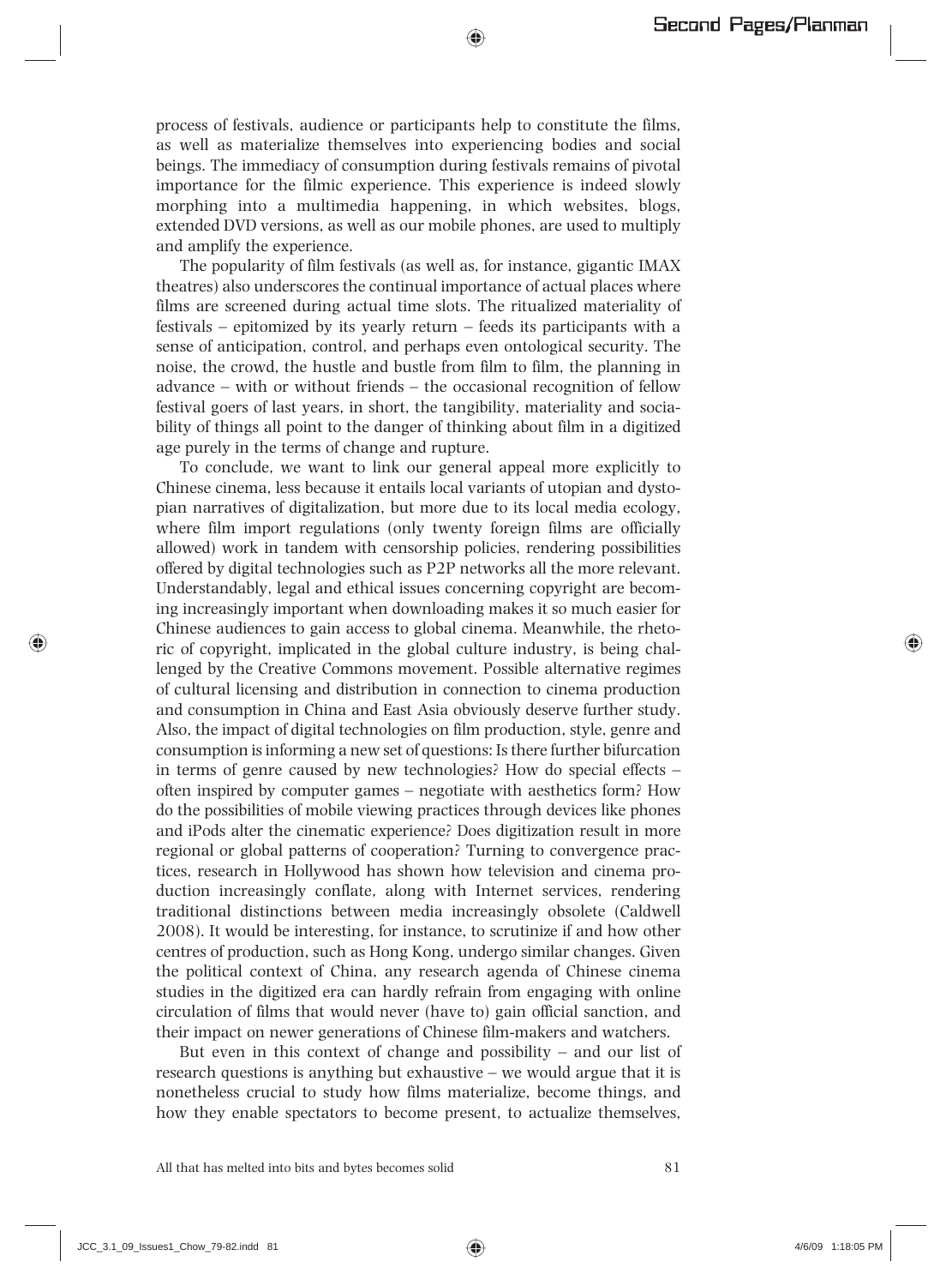process of festivals, audience or participants help to constitute the films, as well as materialize themselves into experiencing bodies and social beings. The immediacy of consumption during festivals remains of pivotal importance for the filmic experience. This experience is indeed slowly morphing into a multimedia happening, in which websites, blogs, extended DVD versions, as well as our mobile phones, are used to multiply and amplify the experience.

The popularity of film festivals (as well as, for instance, gigantic IMAX theatres) also underscores the continual importance of actual places where films are screened during actual time slots. The ritualized materiality of festivals – epitomized by its yearly return – feeds its participants with a sense of anticipation, control, and perhaps even ontological security. The noise, the crowd, the hustle and bustle from film to film, the planning in advance – with or without friends – the occasional recognition of fellow festival goers of last years, in short, the tangibility, materiality and sociability of things all point to the danger of thinking about film in a digitized age purely in the terms of change and rupture.

To conclude, we want to link our general appeal more explicitly to Chinese cinema, less because it entails local variants of utopian and dystopian narratives of digitalization, but more due to its local media ecology, where film import regulations (only twenty foreign films are officially allowed) work in tandem with censorship policies, rendering possibilities offered by digital technologies such as P2P networks all the more relevant. Understandably, legal and ethical issues concerning copyright are becoming increasingly important when downloading makes it so much easier for Chinese audiences to gain access to global cinema. Meanwhile, the rhetoric of copyright, implicated in the global culture industry, is being challenged by the Creative Commons movement. Possible alternative regimes of cultural licensing and distribution in connection to cinema production and consumption in China and East Asia obviously deserve further study. Also, the impact of digital technologies on film production, style, genre and consumption is informing a new set of questions: Is there further bifurcation in terms of genre caused by new technologies? How do special effects – often inspired by computer games – negotiate with aesthetics form? How do the possibilities of mobile viewing practices through devices like phones and iPods alter the cinematic experience? Does digitization result in more regional or global patterns of cooperation? Turning to convergence practices, research in Hollywood has shown how television and cinema production increasingly conflate, along with Internet services, rendering traditional distinctions between media increasingly obsolete (Caldwell 2008). It would be interesting, for instance, to scrutinize if and how other centres of production, such as Hong Kong, undergo similar changes. Given the political context of China, any research agenda of Chinese cinema studies in the digitized era can hardly refrain from engaging with online circulation of films that would never (have to) gain official sanction, and their impact on newer generations of Chinese film-makers and watchers.

But even in this context of change and possibility – and our list of research questions is anything but exhaustive – we would argue that it is nonetheless crucial to study how films materialize, become things, and how they enable spectators to become present, to actualize themselves,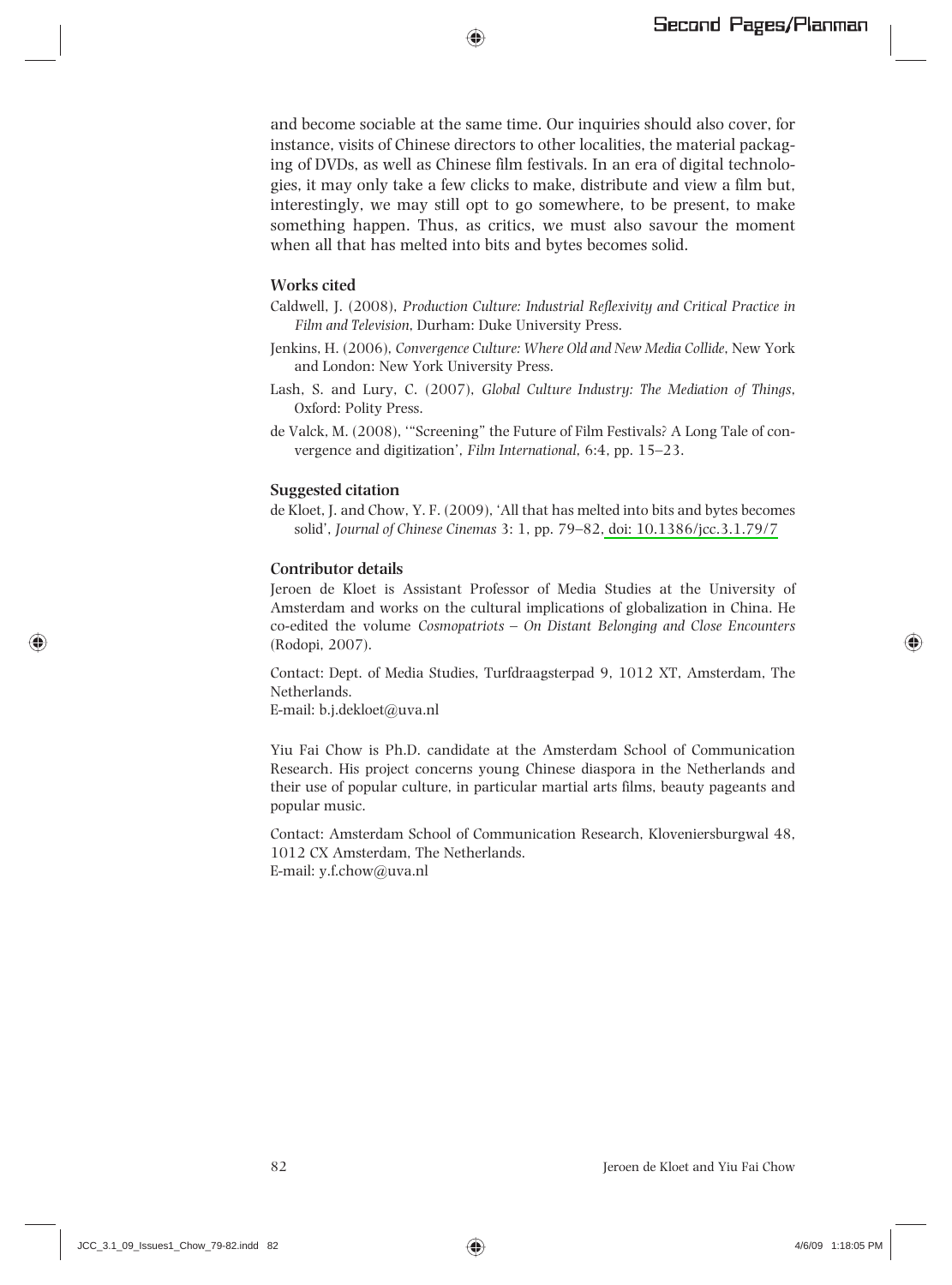and become sociable at the same time. Our inquiries should also cover, for instance, visits of Chinese directors to other localities, the material packaging of DVDs, as well as Chinese film festivals. In an era of digital technologies, it may only take a few clicks to make, distribute and view a film but, interestingly, we may still opt to go somewhere, to be present, to make something happen. Thus, as critics, we must also savour the moment when all that has melted into bits and bytes becomes solid.

## Works cited

Caldwell, J. (2008), *Production Culture: Industrial Reflexivity and Critical Practice in Film and Television*, Durham: Duke University Press.

Jenkins, H. (2006), *Convergence Culture: Where Old and New Media Collide*, New York and London: New York University Press.

Lash, S. and Lury, C. (2007), *Global Culture Industry: The Mediation of Things*, Oxford: Polity Press.

de Valck, M. (2008), '"Screening" the Future of Film Festivals? A Long Tale of convergence and digitization', *Film International*, 6:4, pp. 15–23.

## Suggested citation

de Kloet, J. and Chow, Y. F. (2009), 'All that has melted into bits and bytes becomes solid', *Journal of Chinese Cinemas* 3: 1, pp. 79–82, doi: 10.1386/jcc.3.1.79/7

## Contributor details

Jeroen de Kloet is Assistant Professor of Media Studies at the University of Amsterdam and works on the cultural implications of globalization in China. He co-edited the volume *Cosmopatriots – On Distant Belonging and Close Encounters* (Rodopi, 2007).

Contact: Dept. of Media Studies, Turfdraagsterpad 9, 1012 XT, Amsterdam, The Netherlands.
E-mail: b.j.dekloet@uva.nl

Yiu Fai Chow is Ph.D. candidate at the Amsterdam School of Communication Research. His project concerns young Chinese diaspora in the Netherlands and their use of popular culture, in particular martial arts films, beauty pageants and popular music.

Contact: Amsterdam School of Communication Research, Kloveniersburgwal 48, 1012 CX Amsterdam, The Netherlands.
E-mail: y.f.chow@uva.nl